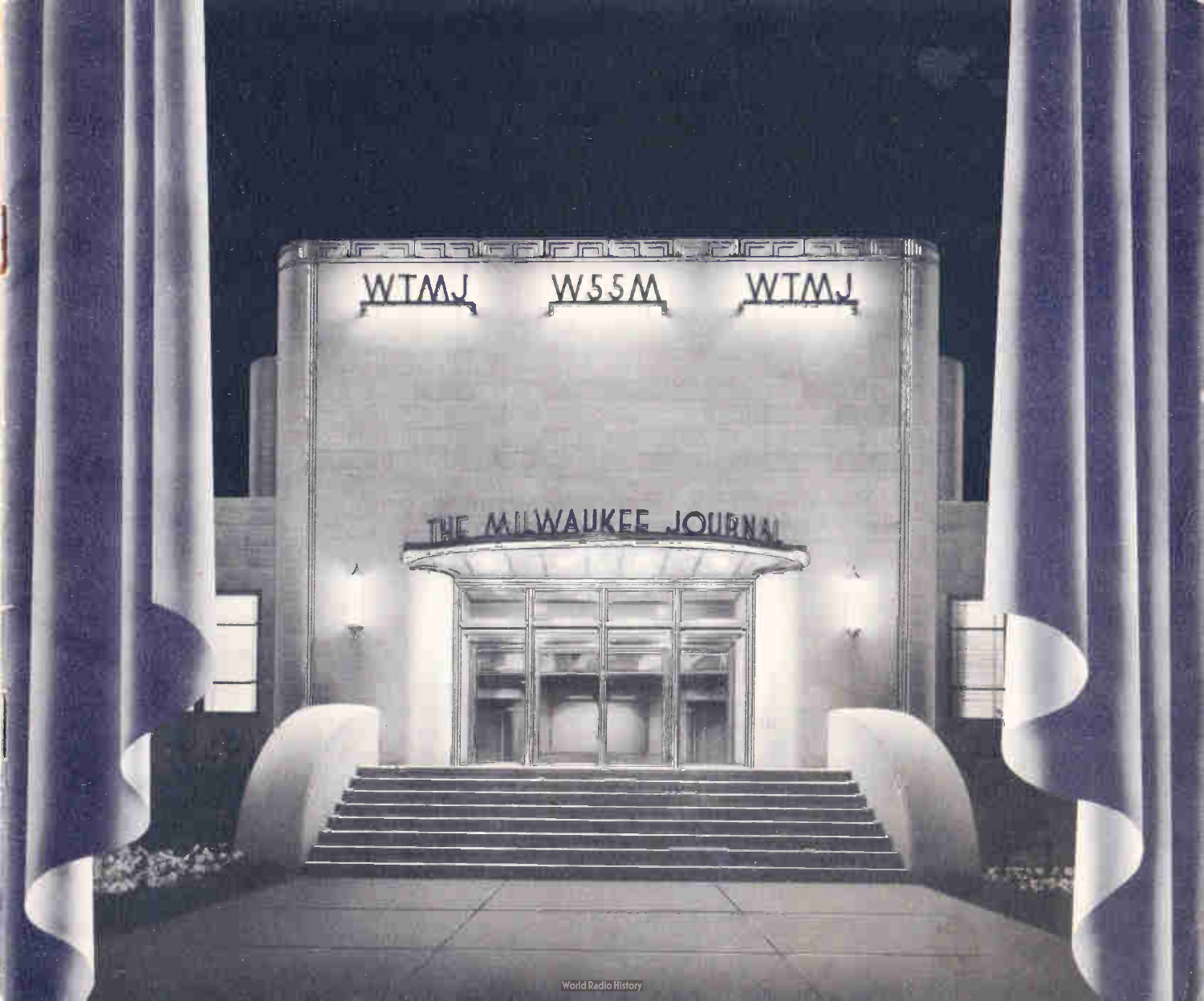WTMJ W55M WTMJ

THE MILWAUKEE JOURNAL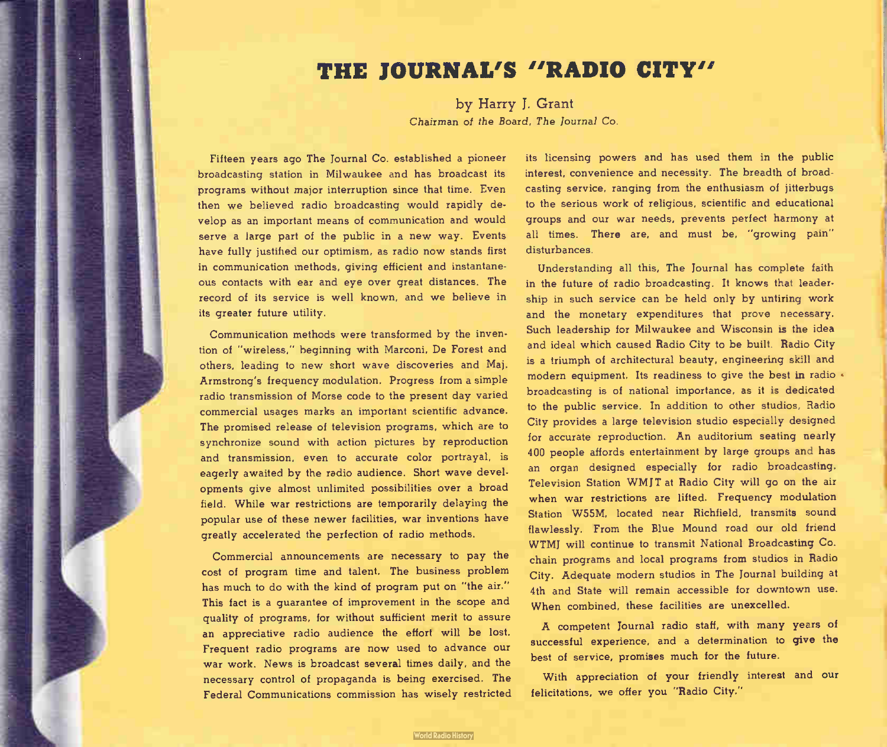# THE JOURNAL'S "RADIO CITY"

by Harry J. Grant

*Chairman of the Board, The Journal Co.*

Fifteen years ago The Journal Co. established a pioneer broadcasting station in Milwaukee and has broadcast its programs without major interruption since that time. Even then we believed radio broadcasting would rapidly develop as an important means of communication and would serve a large part of the public in a new way. Events have fully justified our optimism, as radio now stands first in communication methods, giving efficient and instantaneous contacts with ear and eye over great distances. The record of its service is well known, and we believe in its greater future utility.

Communication methods were transformed by the invention of "wireless," beginning with Marconi, De Forest and others, leading to new short wave discoveries and Maj. Armstrong's frequency modulation. Progress from a simple radio transmission of Morse code to the present day varied commercial usages marks an important scientific advance. The promised release of television programs, which are to synchronize sound with action pictures by reproduction and transmission, even to accurate color portrayal, is eagerly awaited by the radio audience. Short wave developments give almost unlimited possibilities over a broad field. While war restrictions are temporarily delaying the popular use of these newer facilities, war inventions have greatly accelerated the perfection of radio methods.

Commercial announcements are necessary to pay the cost of program time and talent. The business problem has much to do with the kind of program put on "the air." This fact is a guarantee of improvement in the scope and quality of programs, for without sufficient merit to assure an appreciative radio audience the effort will be lost. Frequent radio programs are now used to advance our war work. News is broadcast several times daily, and the necessary control of propaganda is being exercised. The Federal Communications commission has wisely restricted its licensing powers and has used them in the public interest, convenience and necessity. The breadth of broadcasting service, ranging from the enthusiasm of jitterbugs to the serious work of religious, scientific and educational groups and our war needs, prevents perfect harmony at all times. There are, and must be, "growing pain" disturbances.

Understanding all this, The Journal has complete faith in the future of radio broadcasting. It knows that leadership in such service can be held only by untiring work and the monetary expenditures that prove necessary. Such leadership for Milwaukee and Wisconsin is the idea and ideal which caused Radio City to be built. Radio City is a triumph of architectural beauty, engineering skill and modern equipment. Its readiness to give the best in radio broadcasting is of national importance, as it is dedicated to the public service. In addition to other studios, Radio City provides a large television studio especially designed for accurate reproduction. An auditorium seating nearly 400 people affords entertainment by large groups and has an organ designed especially for radio broadcasting. Television Station WMJT at Radio City will go on the air when war restrictions are lifted. Frequency modulation Station W55M, located near Richfield, transmits sound flawlessly. From the Blue Mound road our old friend WTMJ will continue to transmit National Broadcasting Co. chain programs and local programs from studios in Radio City. Adequate modern studios in The Journal building at 4th and State will remain accessible for downtown use. When combined, these facilities are unexcelled.

A competent Journal radio staff, with many years of successful experience, and a determination to give the best of service, promises much for the future.

With appreciation of your friendly interest and our felicitations, we offer you "Radio City."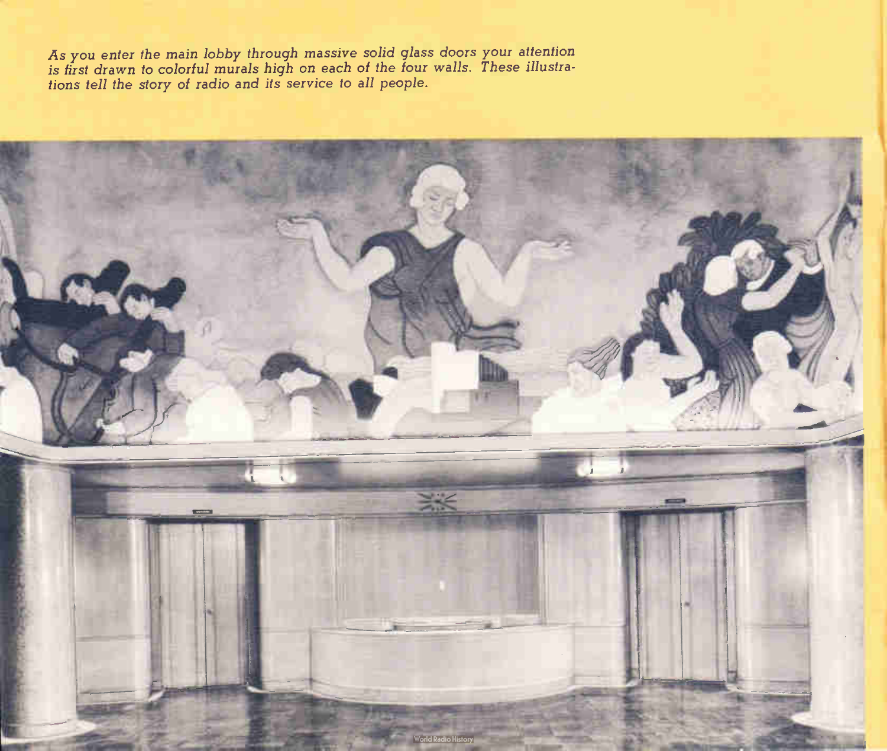*As you enter the main lobby through massive solid glass doors your attention is first drawn to colorful murals high on each of the four walls. These illustrations tell the story of radio and its service to all people.*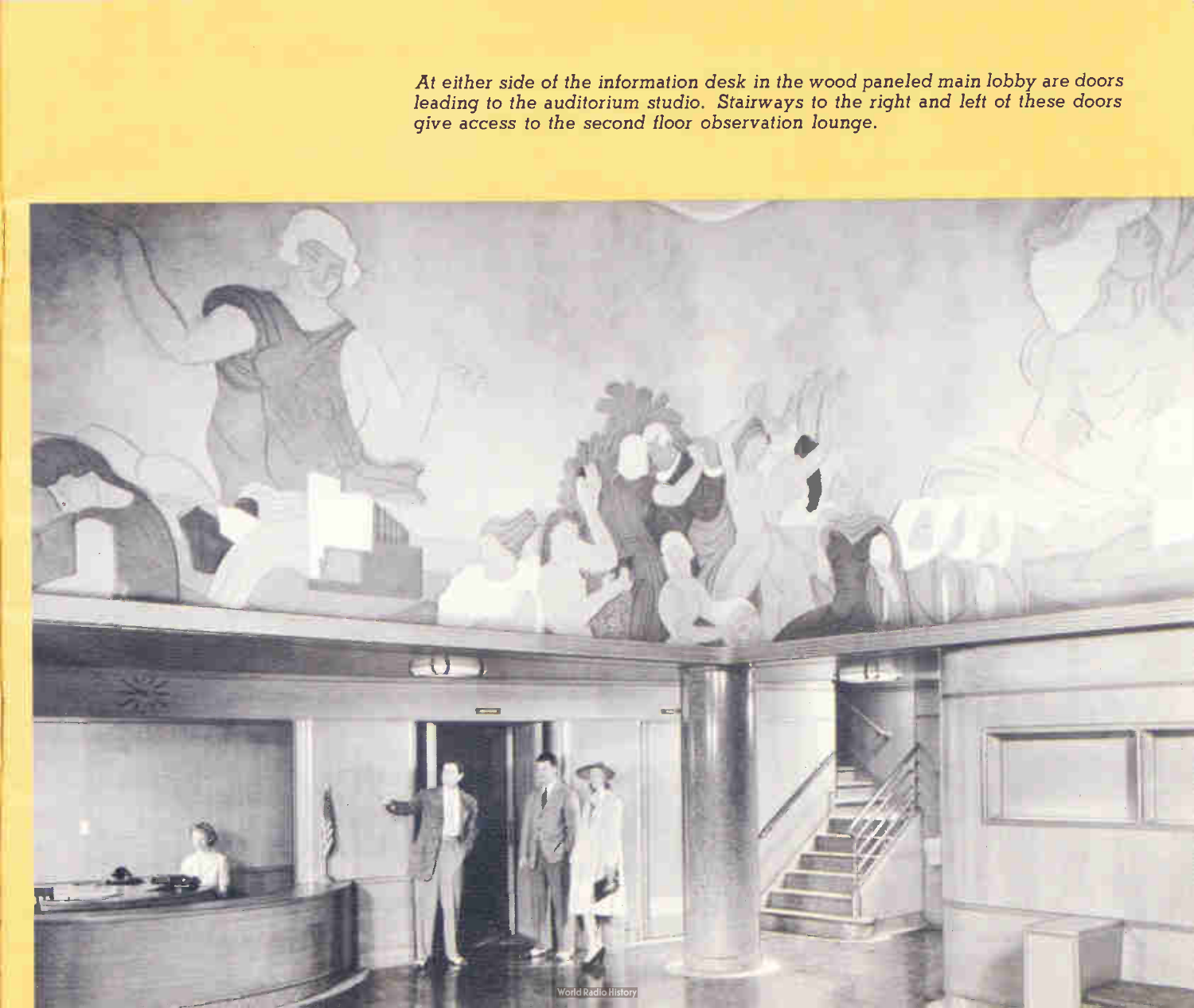*At either side of the information desk in the wood paneled main lobby are doors leading to the auditorium studio. Stairways to the right and left of these doors give access to the second floor observation lounge.*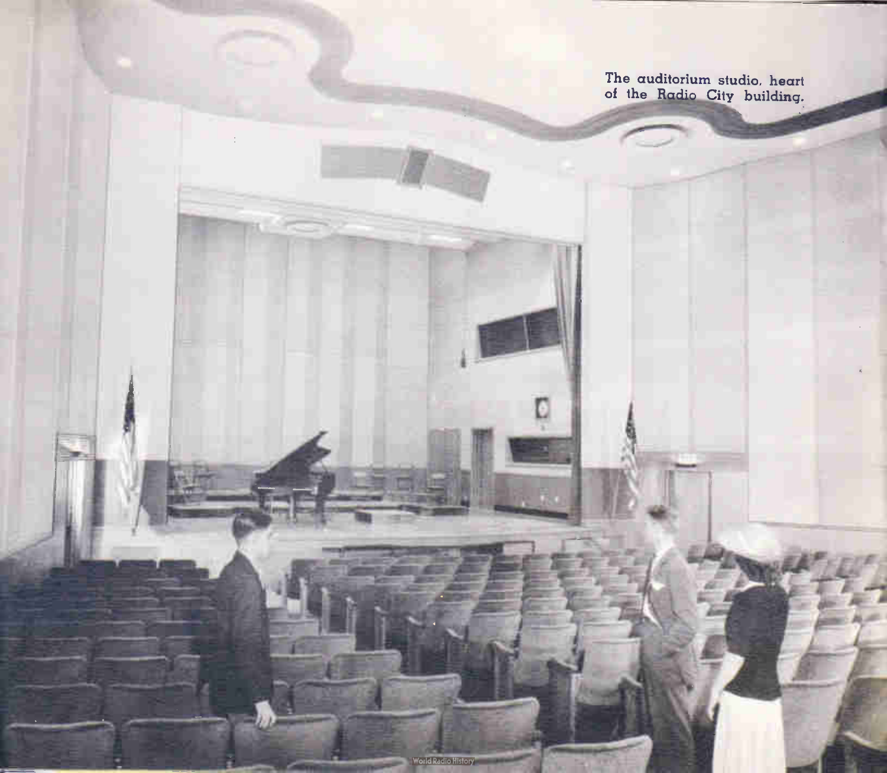The auditorium studio, heart of the Radio City building.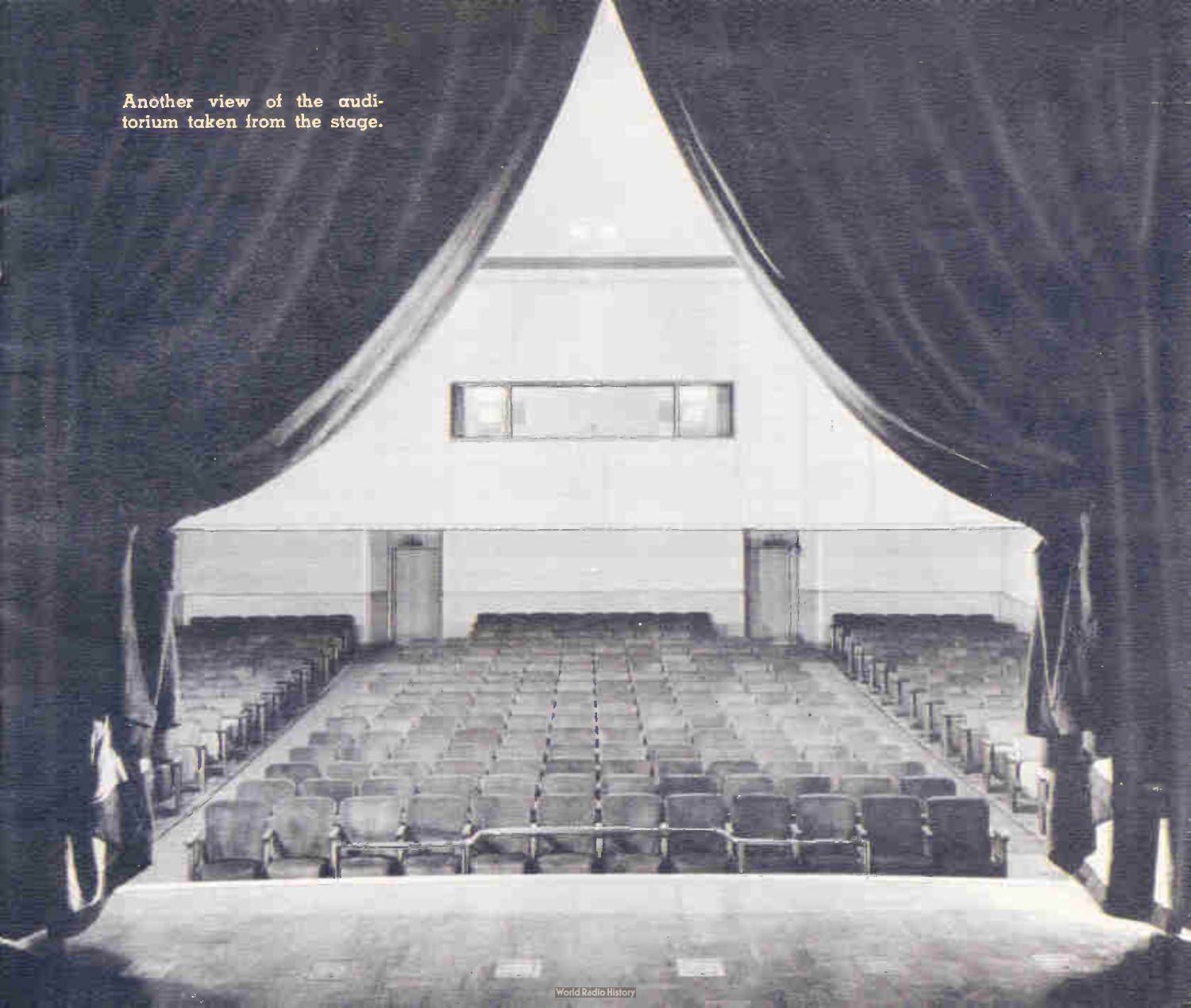Another view of the auditorium taken from the stage.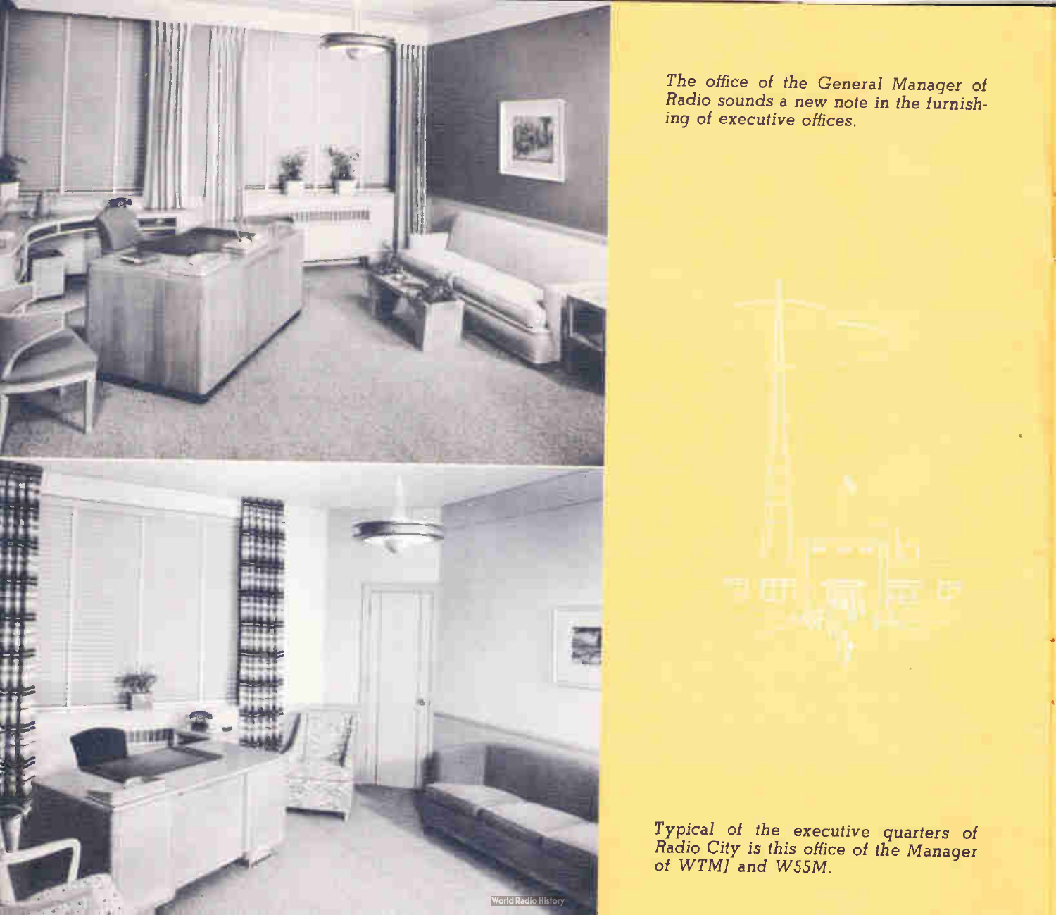*The office of the General Manager of Radio sounds a new note in the furnishing of executive offices.*

*Typical of the executive quarters of Radio City is this office of the Manager of WTMJ and W55M.*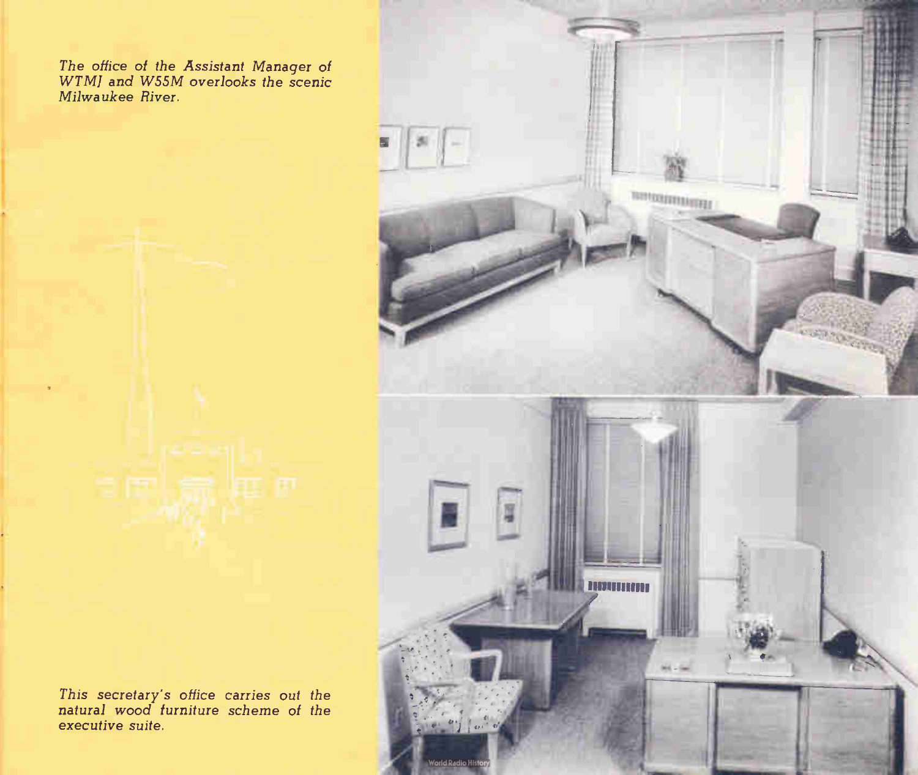*The office of the Assistant Manager of WTMJ and W55M overlooks the scenic Milwaukee River.*

*This secretary's office carries out the natural wood furniture scheme of the executive suite.*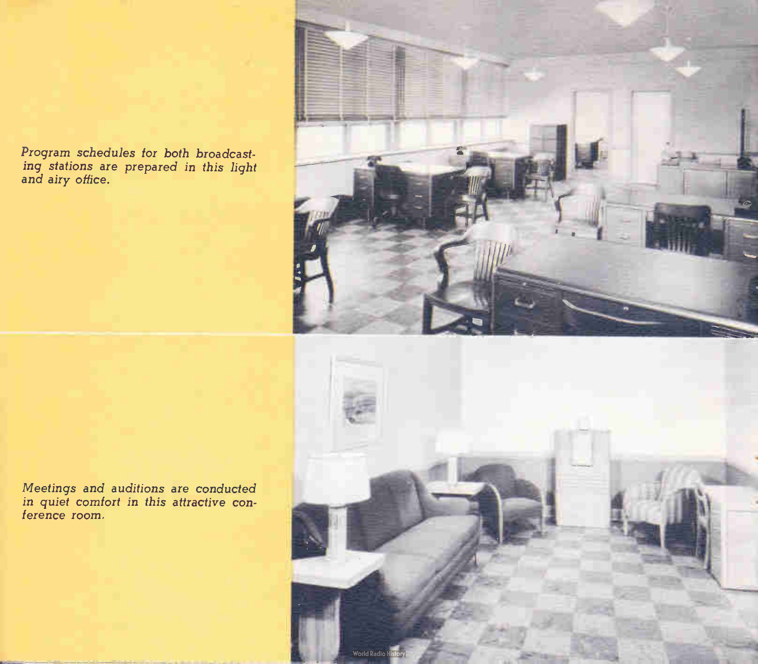*Program schedules for both broadcasting stations are prepared in this light and airy office.*

*Meetings and auditions are conducted in quiet comfort in this attractive conference room.*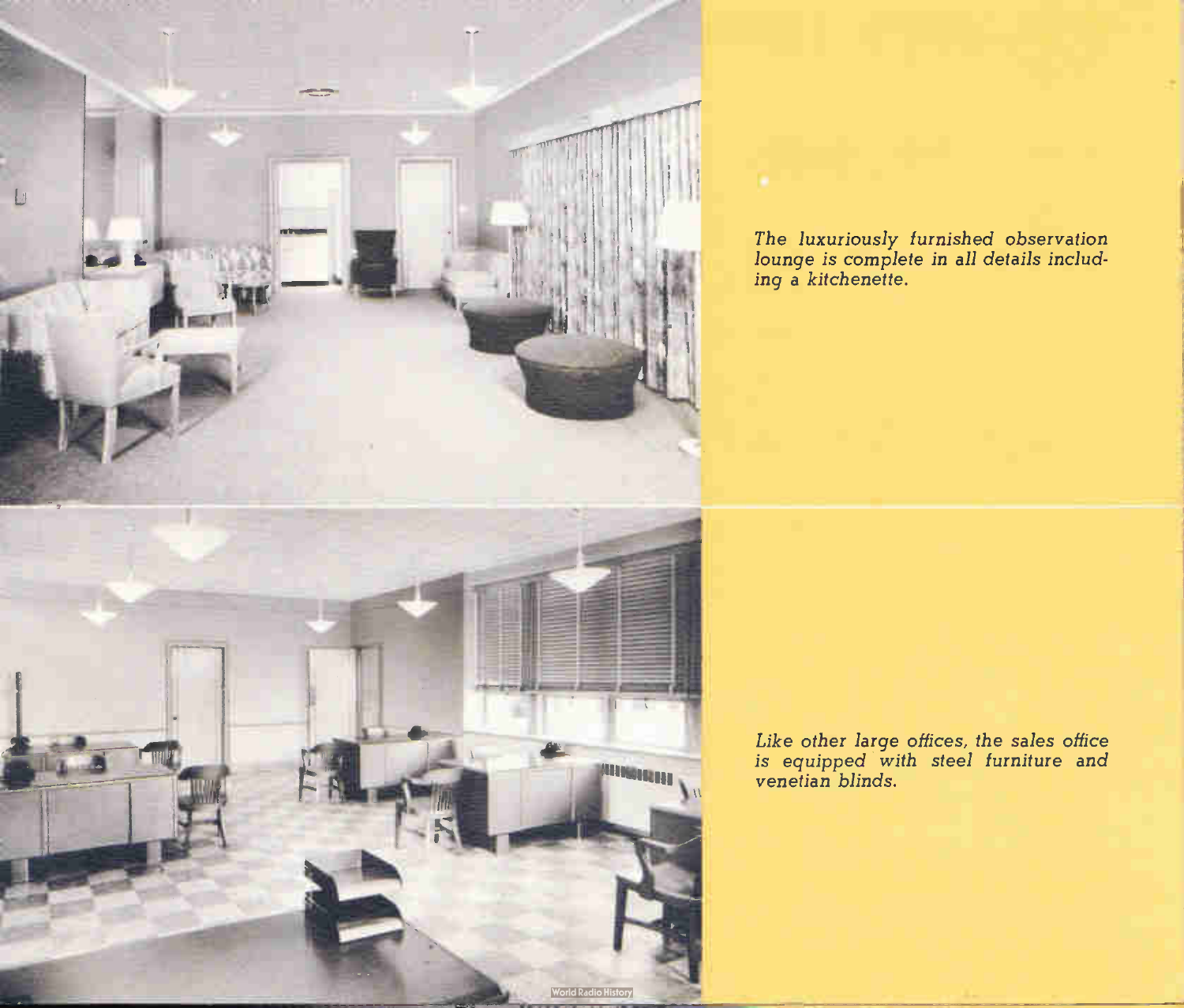*The luxuriously furnished observation lounge is complete in all details including a kitchenette.*

*Like other large offices, the sales office is equipped with steel furniture and venetian blinds.*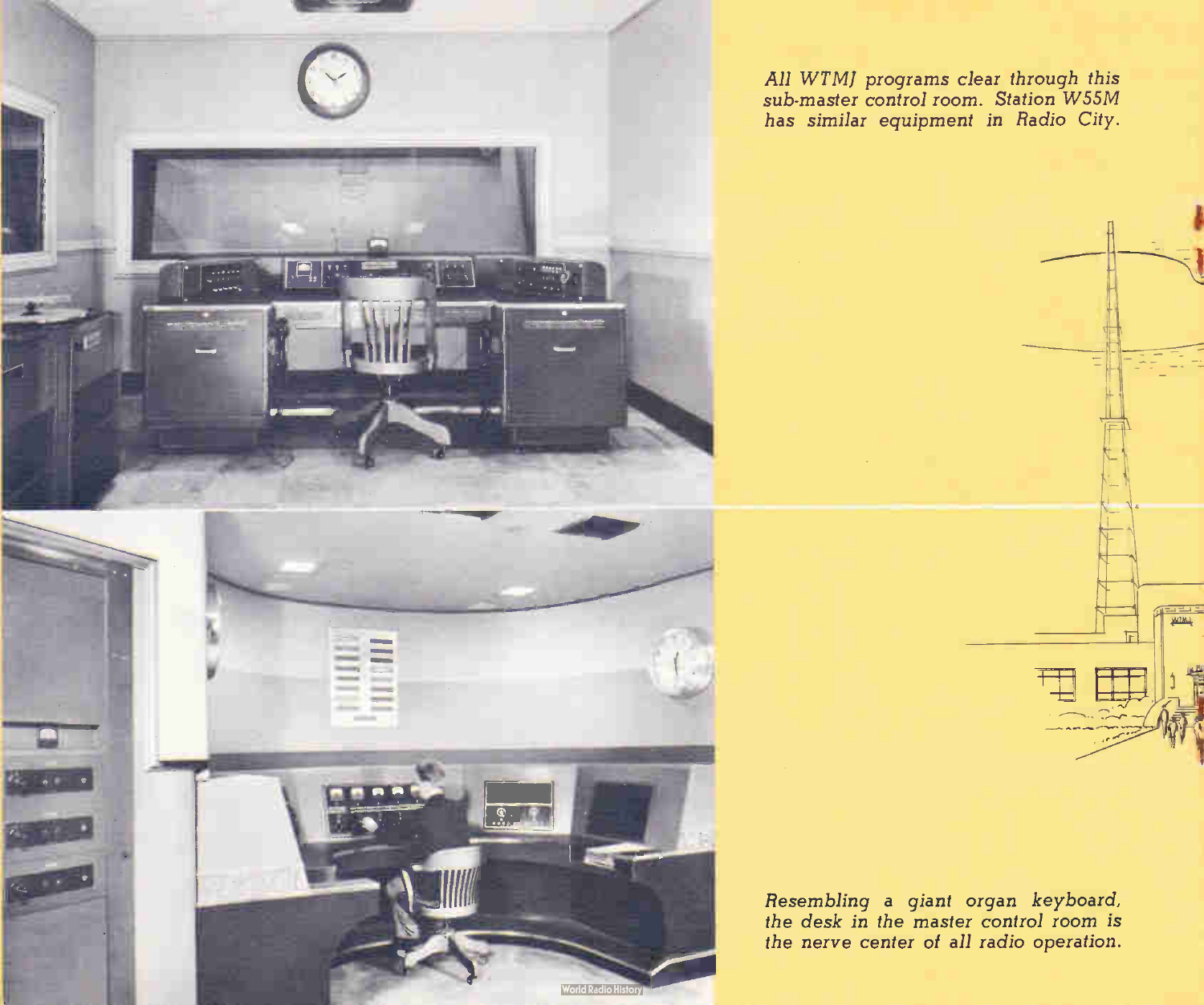*All WTMJ programs clear through this sub-master control room. Station W55M has similar equipment in Radio City.*

*Resembling a giant organ keyboard, the desk in the master control room is the nerve center of all radio operation.*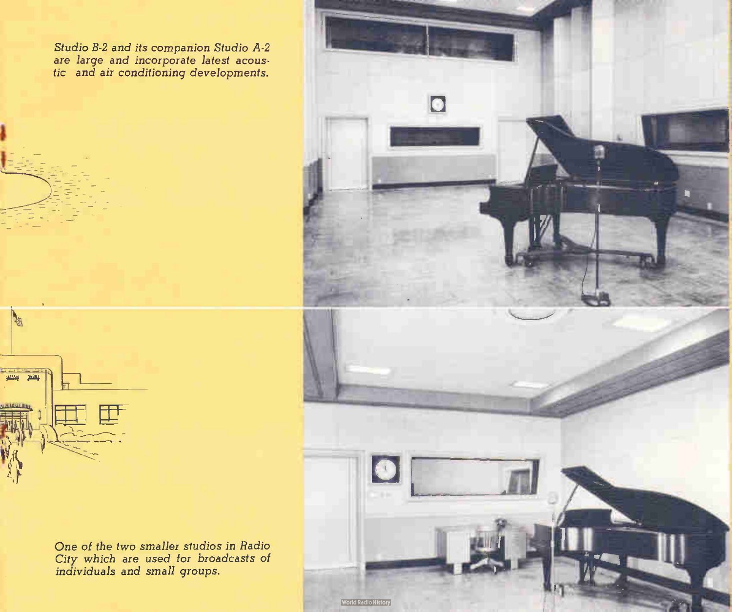*Studio B-2 and its companion Studio A-2 are large and incorporate latest acoustic and air conditioning developments.*

*One of the two smaller studios in Radio City which are used for broadcasts of individuals and small groups.*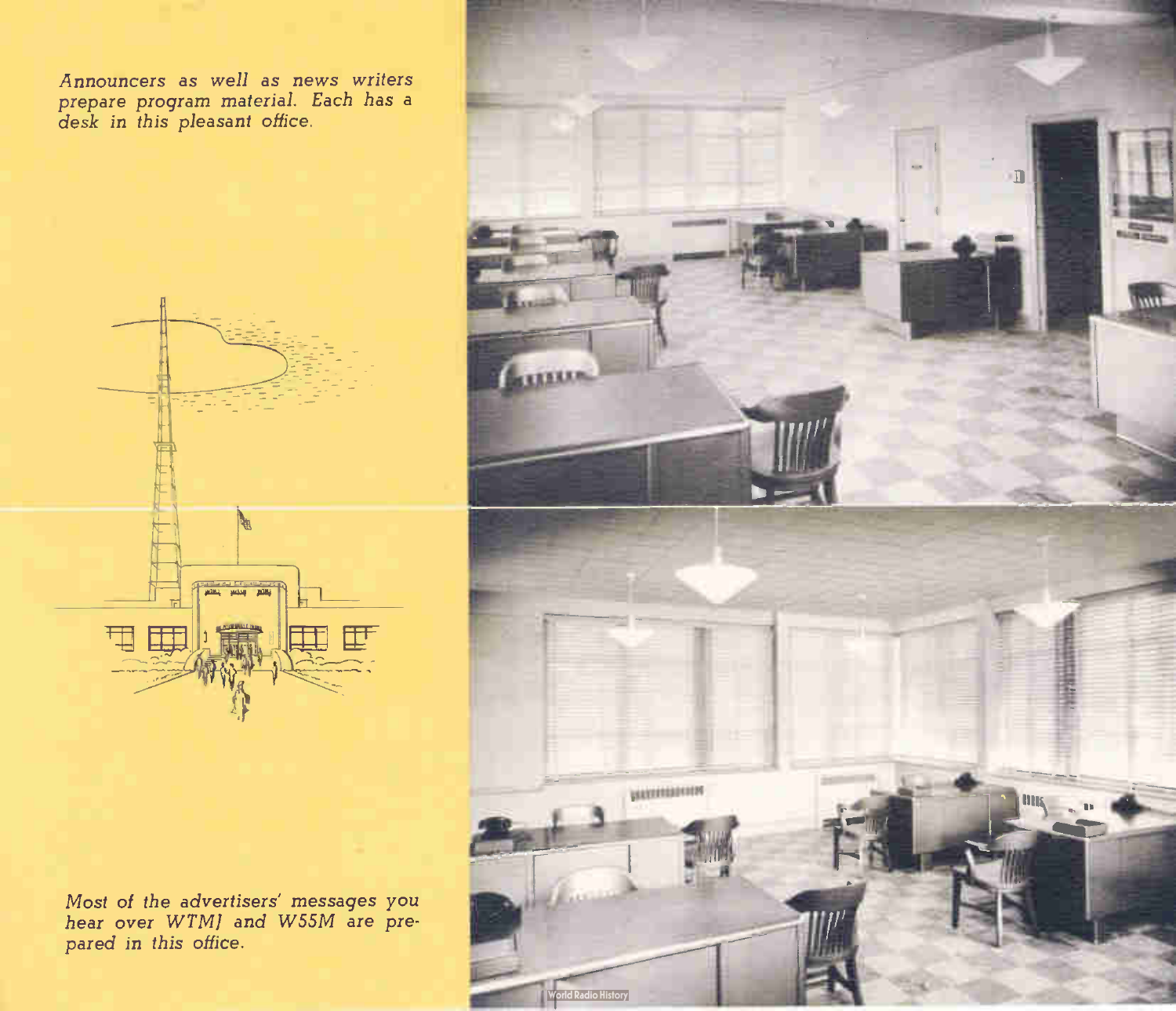*Announcers as well as news writers prepare program material. Each has a desk in this pleasant office.*

*Most of the advertisers' messages you hear over WTMJ and W55M are prepared in this office.*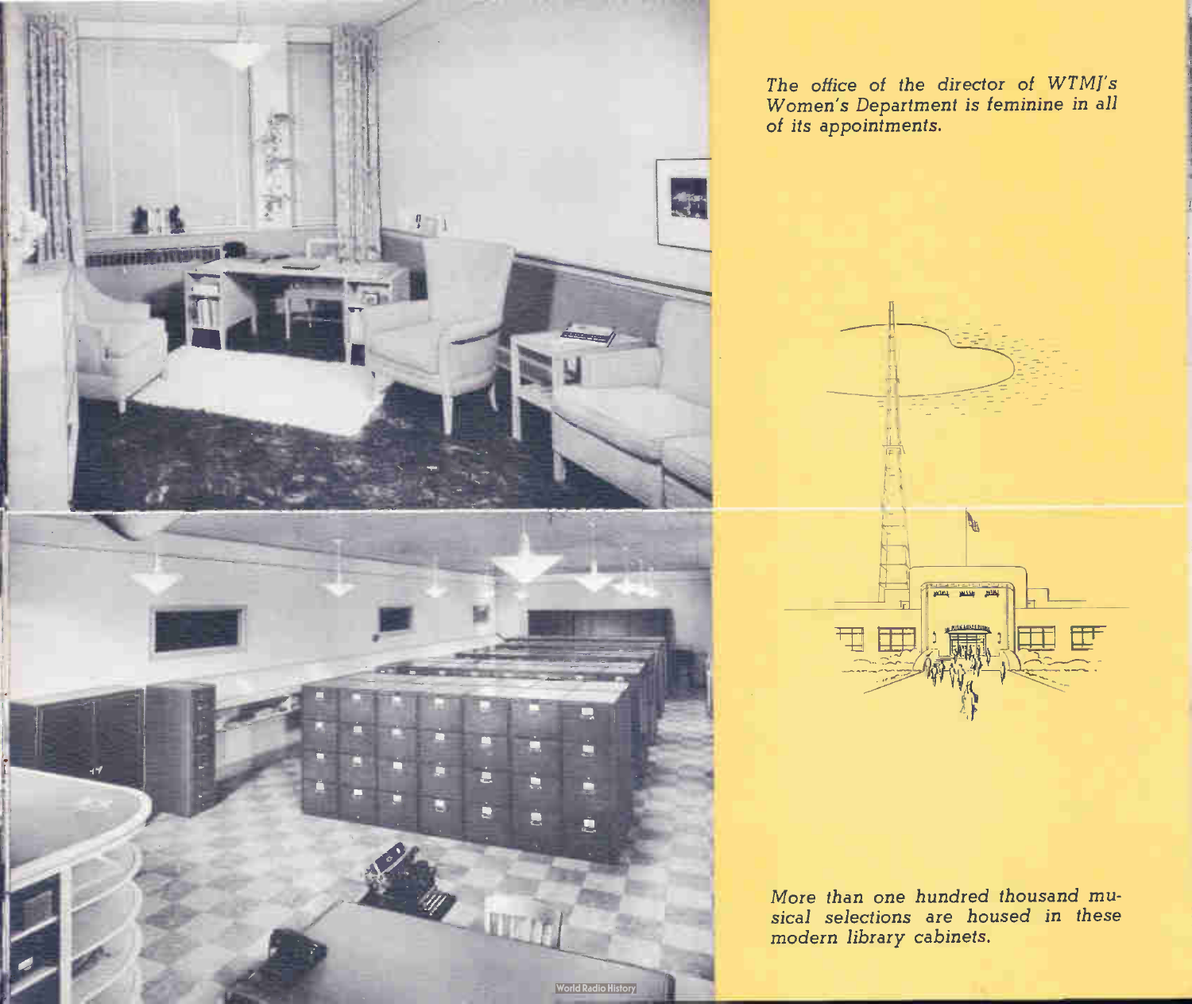*The office of the director of WTMJ's Women's Department is feminine in all of its appointments.*

*More than one hundred thousand musical selections are housed in these modern library cabinets.*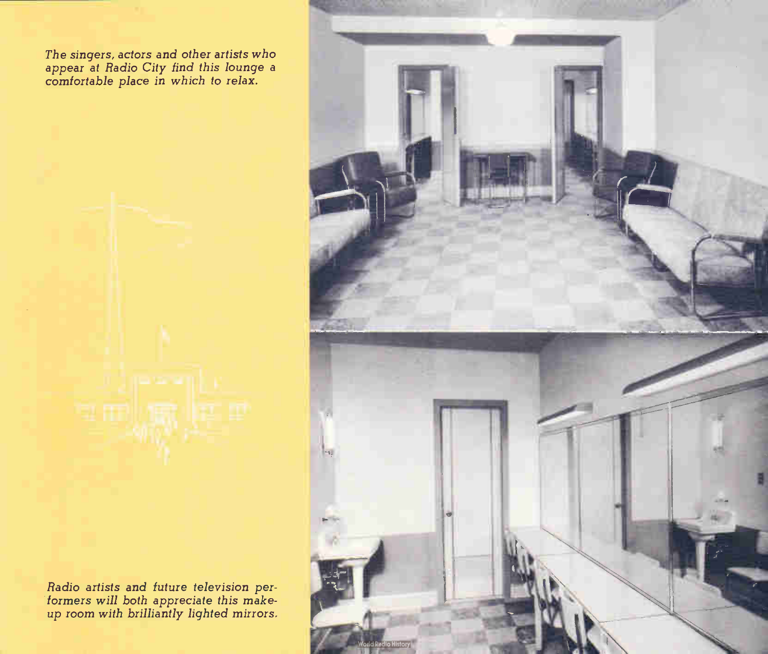*The singers, actors and other artists who appear at Radio City find this lounge a comfortable place in which to relax.*

*Radio artists and future television performers will both appreciate this make-up room with brilliantly lighted mirrors.*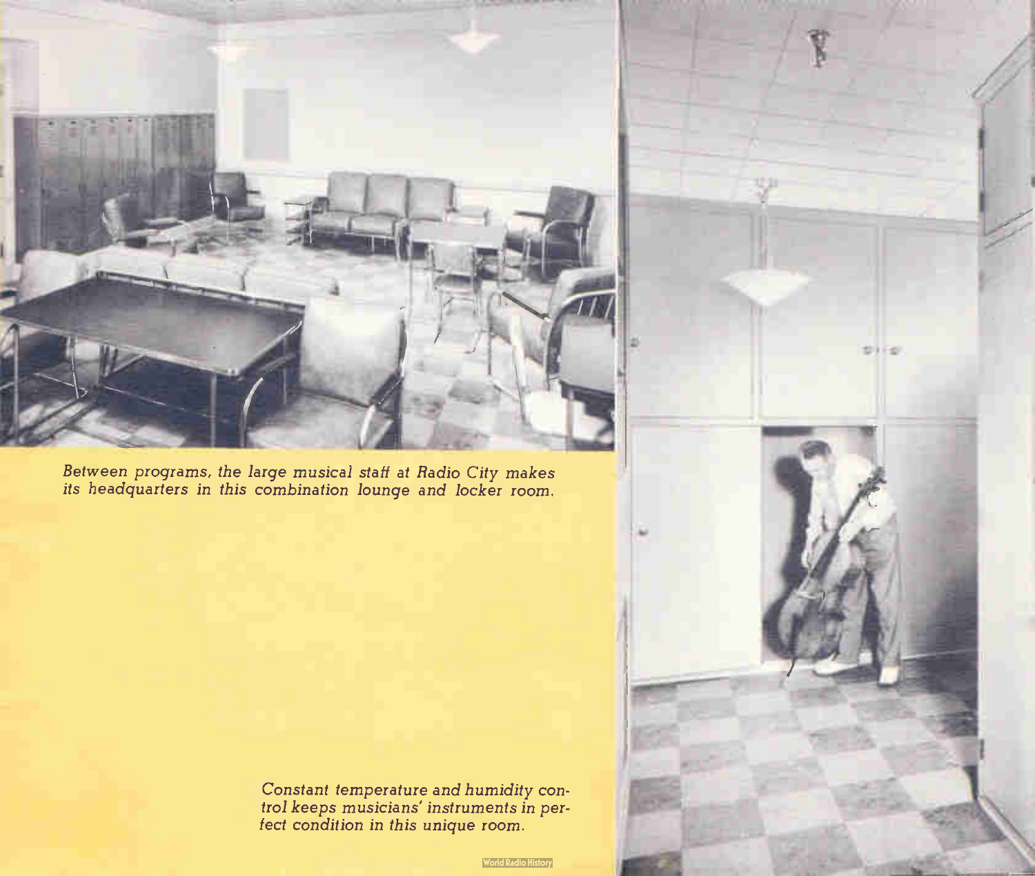*Between programs, the large musical staff at Radio City makes its headquarters in this combination lounge and locker room.*

*Constant temperature and humidity control keeps musicians' instruments in perfect condition in this unique room.*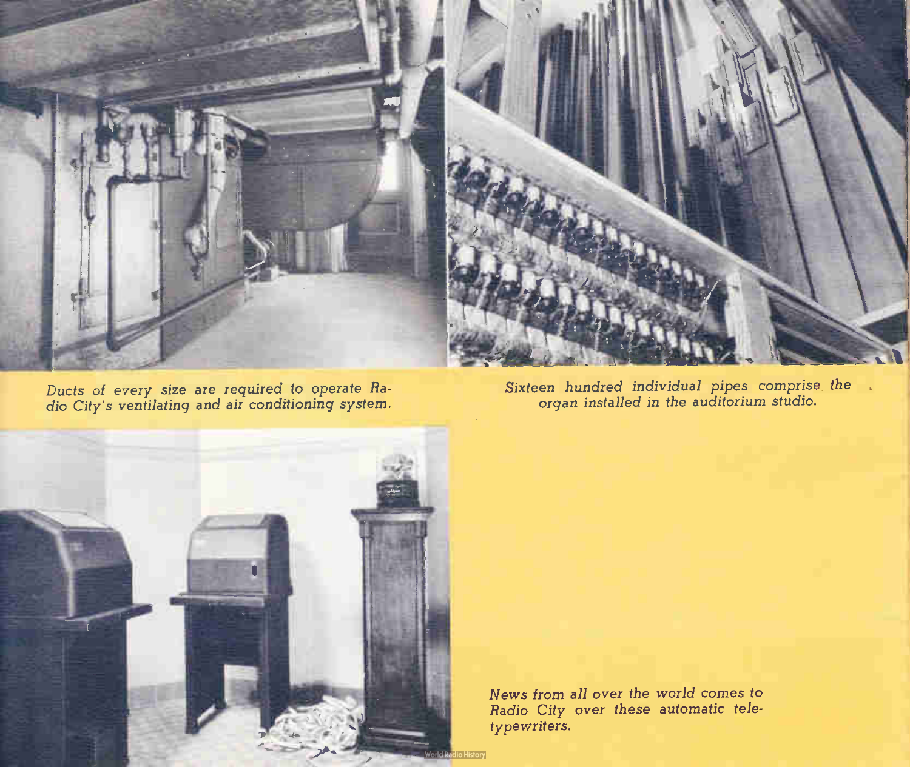*Ducts of every size are required to operate Radio City's ventilating and air conditioning system.*

*Sixteen hundred individual pipes comprise the organ installed in the auditorium studio.*

*News from all over the world comes to Radio City over these automatic teletypewriters.*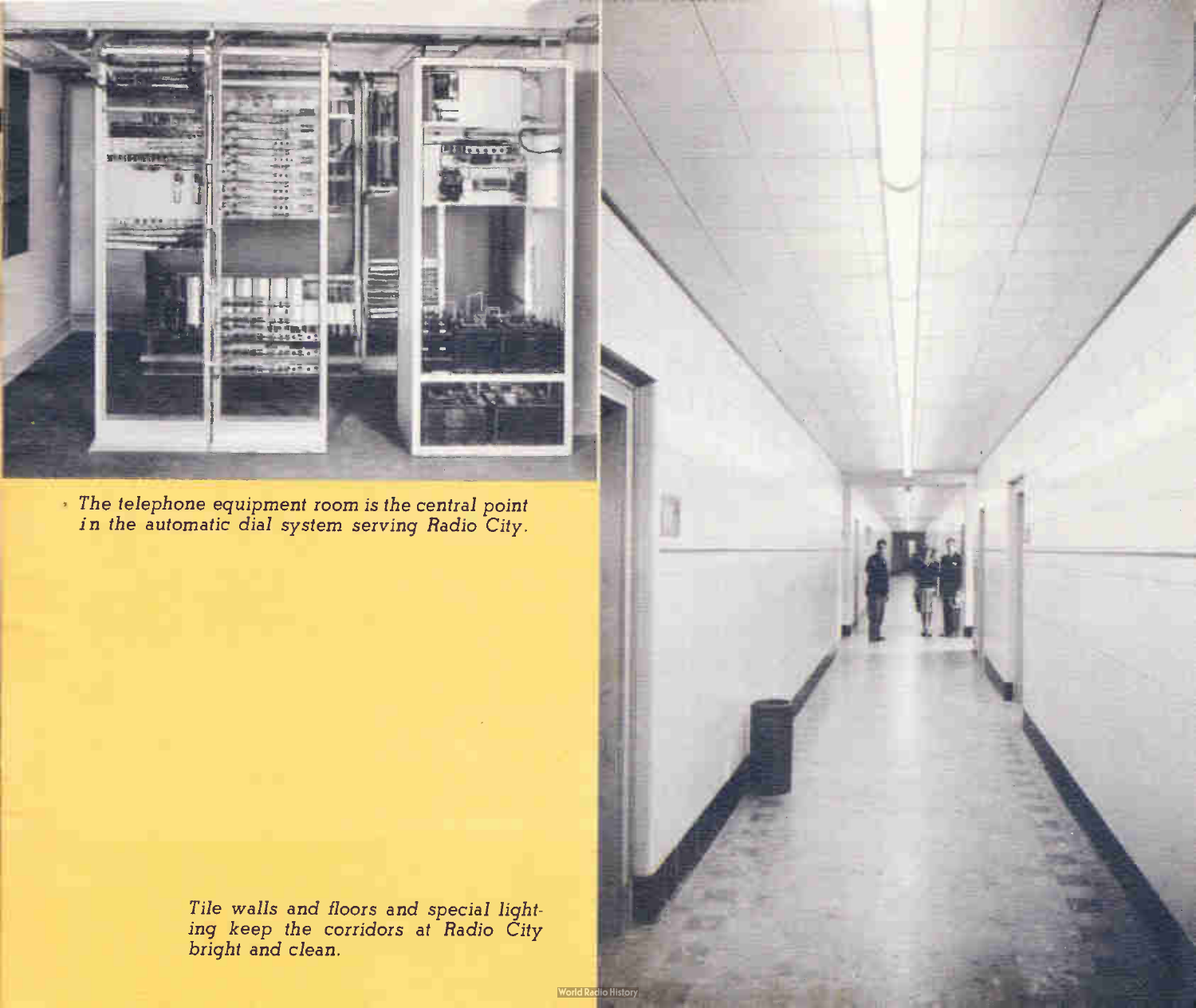*The telephone equipment room is the central point in the automatic dial system serving Radio City.*

*Tile walls and floors and special lighting keep the corridors at Radio City bright and clean.*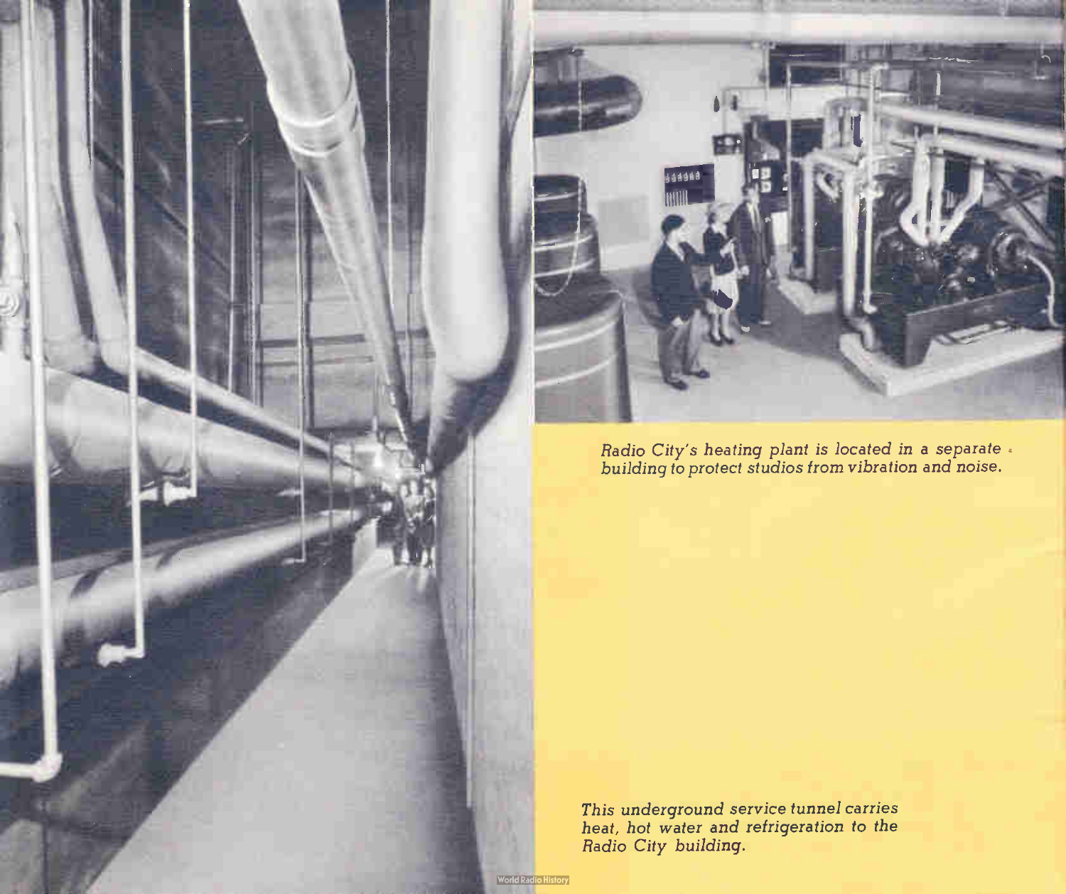*Radio City's heating plant is located in a separate building to protect studios from vibration and noise.*

*This underground service tunnel carries heat, hot water and refrigeration to the Radio City building.*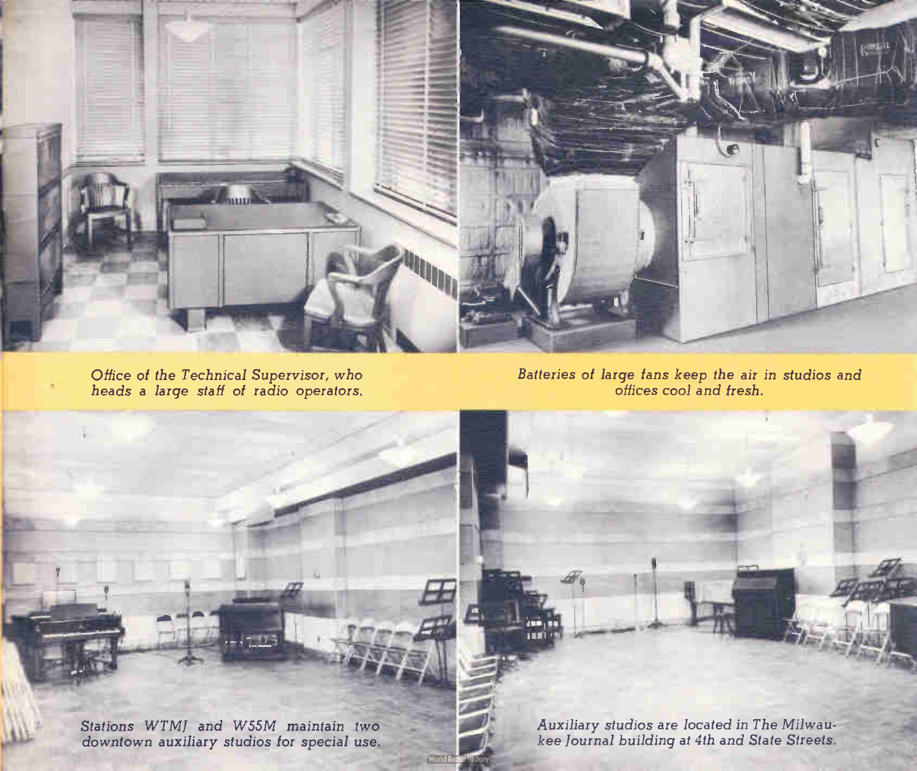*Office of the Technical Supervisor, who heads a large staff of radio operators.*

*Batteries of large fans keep the air in studios and offices cool and fresh.*

*Stations WTMJ and W55M maintain two downtown auxiliary studios for special use.*

*Auxiliary studios are located in The Milwaukee Journal building at 4th and State Streets.*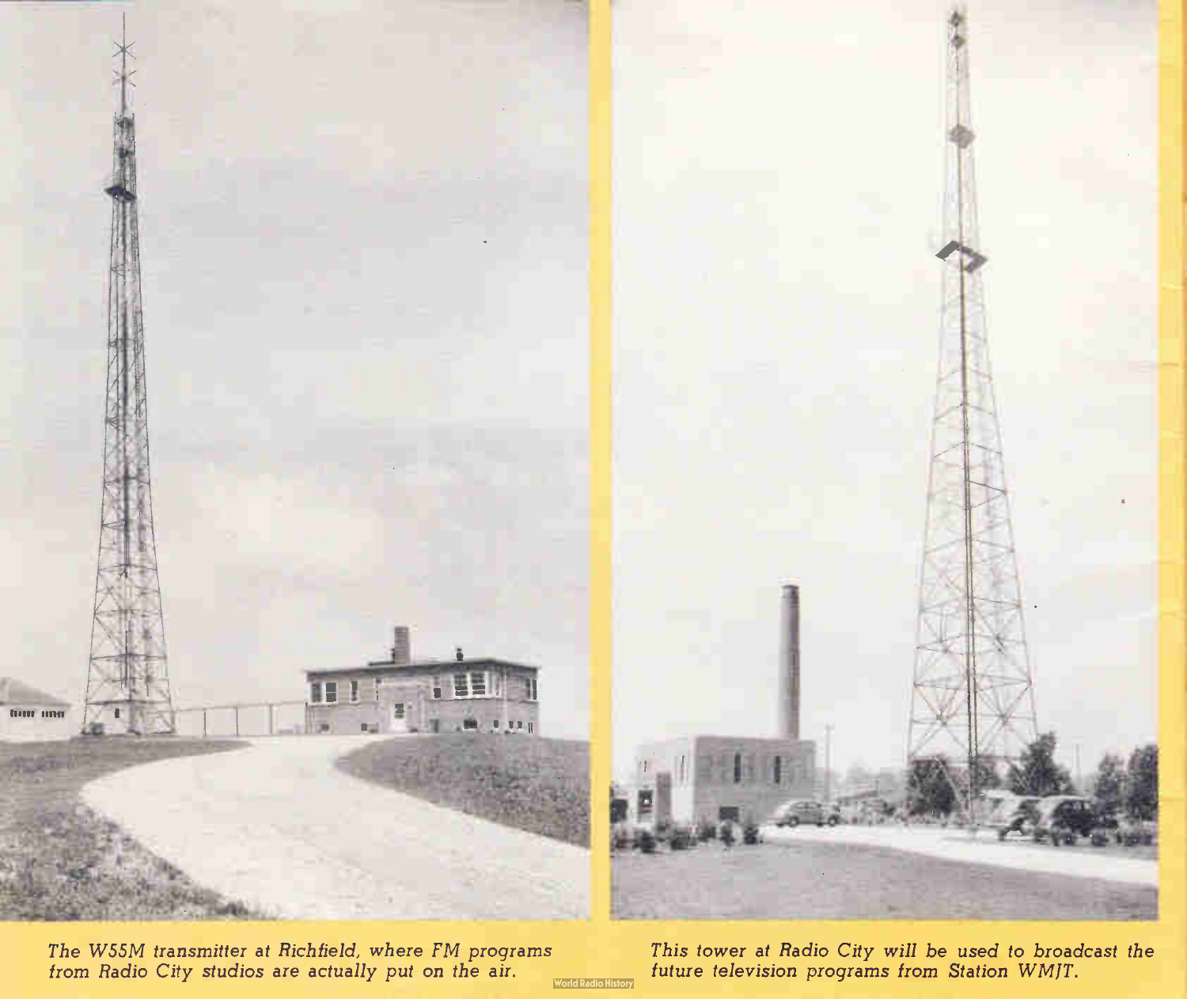The W55M transmitter at Richfield, where FM programs from Radio City studios are actually put on the air.

This tower at Radio City will be used to broadcast the future television programs from Station WMJT.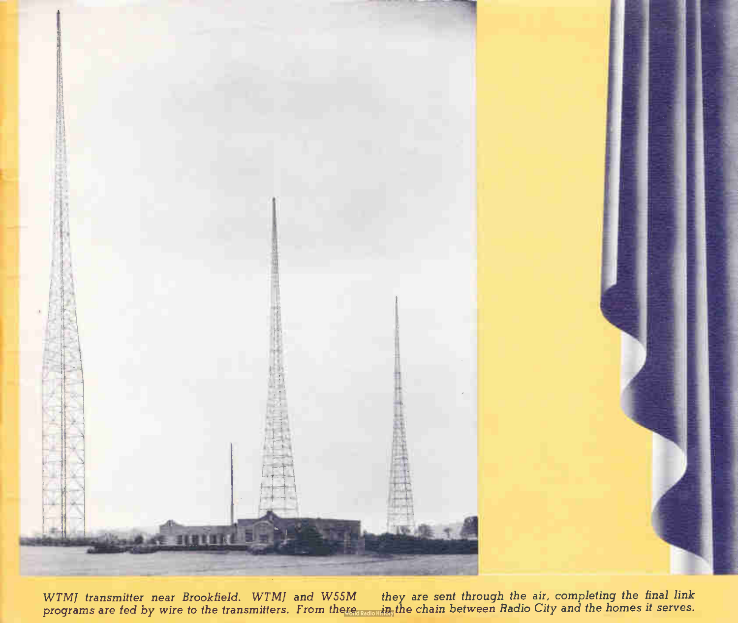*WTMJ transmitter near Brookfield. WTMJ and W55M programs are fed by wire to the transmitters. From there they are sent through the air, completing the final link in the chain between Radio City and the homes it serves.*